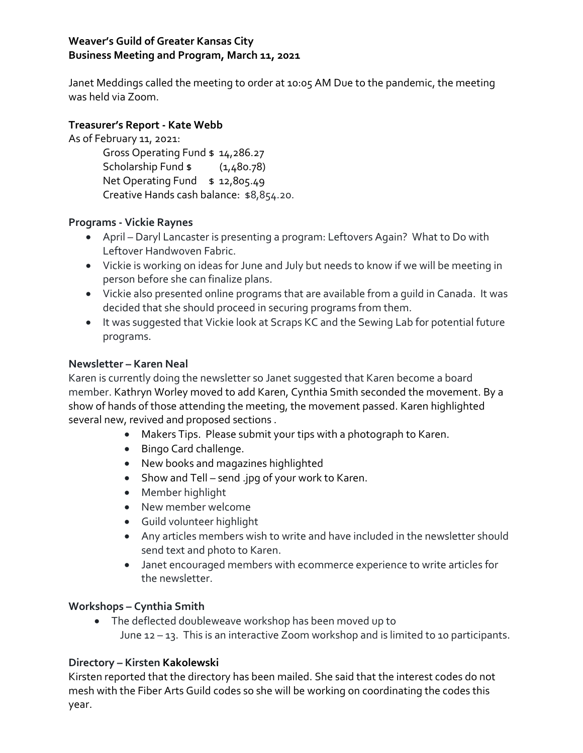**Weaver's Guild of Greater Kansas City**
**Business Meeting and Program, March 11, 2021**

Janet Meddings called the meeting to order at 10:05 AM Due to the pandemic, the meeting was held via Zoom.

**Treasurer's Report - Kate Webb**

As of February 11, 2021:

Gross Operating Fund $ 14,286.27
Scholarship Fund $ (1,480.78)
Net Operating Fund $ 12,805.49
Creative Hands cash balance: $8,854.20.

**Programs - Vickie Raynes**

- April – Daryl Lancaster is presenting a program: Leftovers Again? What to Do with Leftover Handwoven Fabric.
- Vickie is working on ideas for June and July but needs to know if we will be meeting in person before she can finalize plans.
- Vickie also presented online programs that are available from a guild in Canada. It was decided that she should proceed in securing programs from them.
- It was suggested that Vickie look at Scraps KC and the Sewing Lab for potential future programs.

**Newsletter – Karen Neal**

Karen is currently doing the newsletter so Janet suggested that Karen become a board member. Kathryn Worley moved to add Karen, Cynthia Smith seconded the movement. By a show of hands of those attending the meeting, the movement passed. Karen highlighted several new, revived and proposed sections .

- Makers Tips. Please submit your tips with a photograph to Karen.
- Bingo Card challenge.
- New books and magazines highlighted
- Show and Tell – send .jpg of your work to Karen.
- Member highlight
- New member welcome
- Guild volunteer highlight
- Any articles members wish to write and have included in the newsletter should send text and photo to Karen.
- Janet encouraged members with ecommerce experience to write articles for the newsletter.

**Workshops – Cynthia Smith**

- The deflected doubleweave workshop has been moved up to June 12 – 13. This is an interactive Zoom workshop and is limited to 10 participants.

**Directory – Kirsten Kakolewski**

Kirsten reported that the directory has been mailed. She said that the interest codes do not mesh with the Fiber Arts Guild codes so she will be working on coordinating the codes this year.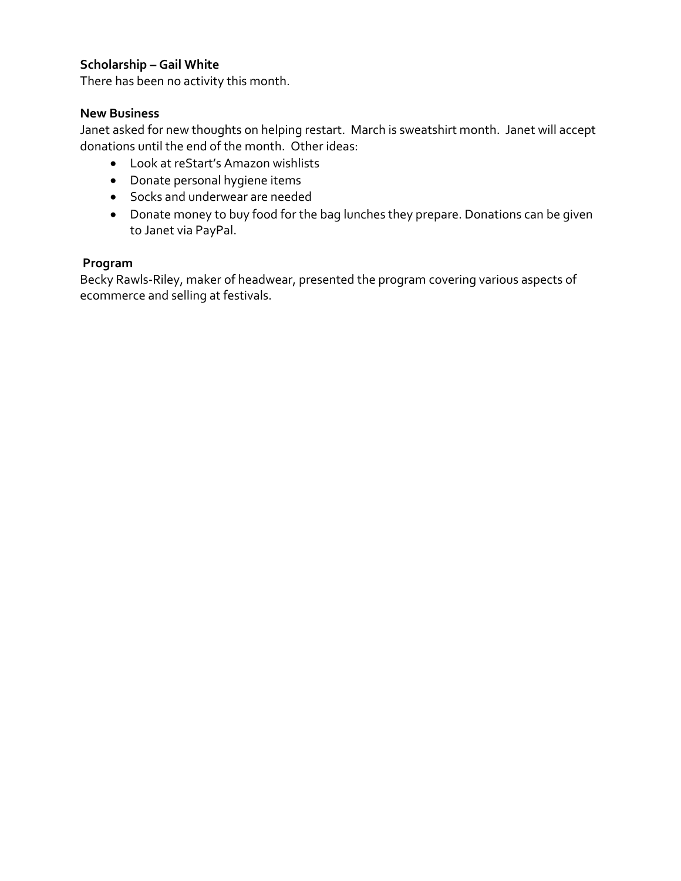**Scholarship – Gail White**

There has been no activity this month.

**New Business**

Janet asked for new thoughts on helping restart. March is sweatshirt month. Janet will accept donations until the end of the month. Other ideas:

- Look at reStart's Amazon wishlists
- Donate personal hygiene items
- Socks and underwear are needed
- Donate money to buy food for the bag lunches they prepare. Donations can be given to Janet via PayPal.

**Program**

Becky Rawls-Riley, maker of headwear, presented the program covering various aspects of ecommerce and selling at festivals.